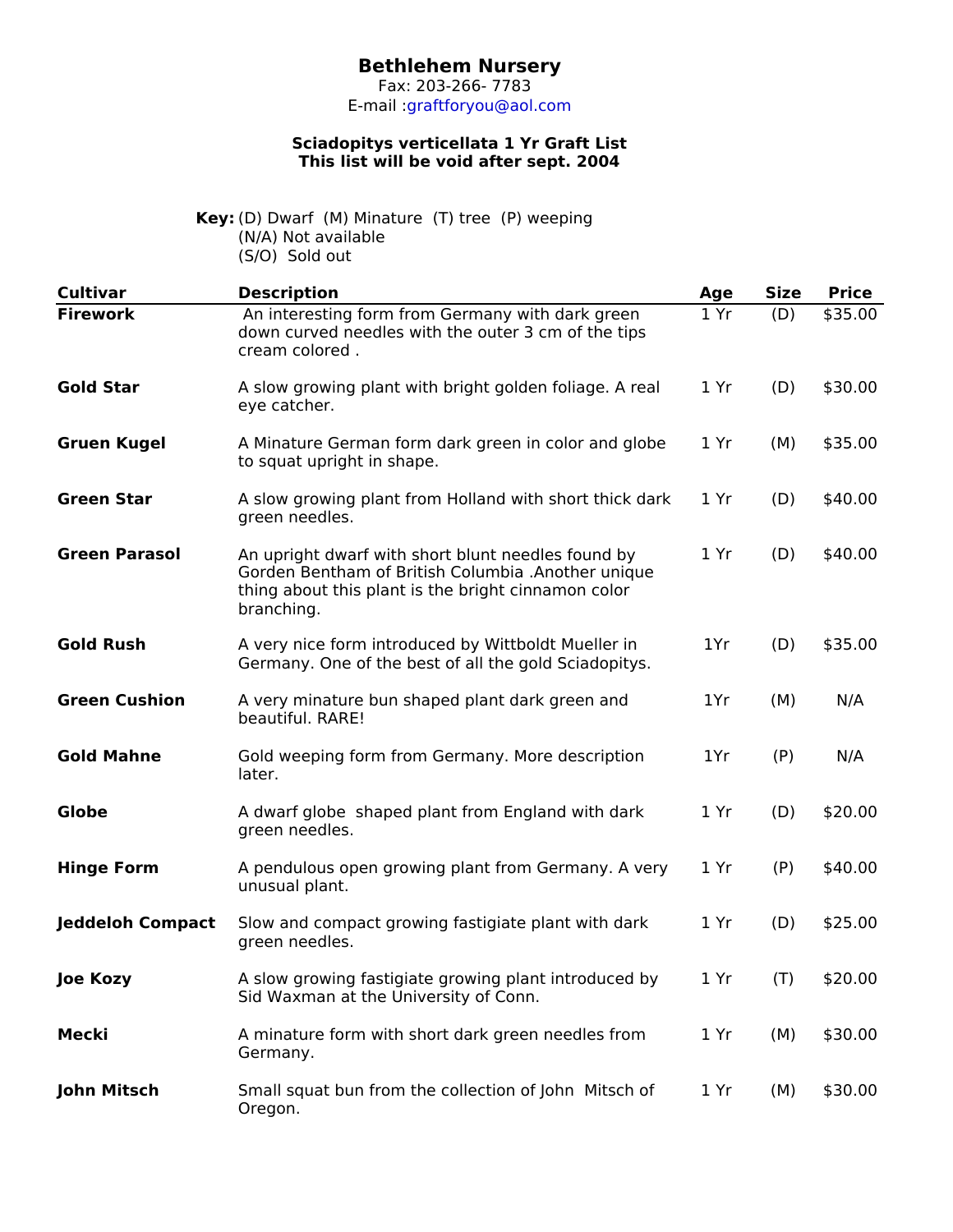# Bethlehem Nursery

Fax: 203-266- 7783
E-mail :graftforyou@aol.com

**Sciadopitys verticellata 1 Yr Graft List**
**This list will be void after sept. 2004**

**Key:** (D) Dwarf (M) Minature (T) tree (P) weeping
(N/A) Not available
(S/O) Sold out

| Cultivar | Description | Age | Size | Price |
|---|---|---|---|---|
| **Firework** | An interesting form from Germany with dark green down curved needles with the outer 3 cm of the tips cream colored . | 1 Yr | (D) | $35.00 |
| **Gold Star** | A slow growing plant with bright golden foliage. A real eye catcher. | 1 Yr | (D) | $30.00 |
| **Gruen Kugel** | A Minature German form dark green in color and globe to squat upright in shape. | 1 Yr | (M) | $35.00 |
| **Green Star** | A slow growing plant from Holland with short thick dark green needles. | 1 Yr | (D) | $40.00 |
| **Green Parasol** | An upright dwarf with short blunt needles found by Gorden Bentham of British Columbia .Another unique thing about this plant is the bright cinnamon color branching. | 1 Yr | (D) | $40.00 |
| **Gold Rush** | A very nice form introduced by Wittboldt Mueller in Germany. One of the best of all the gold Sciadopitys. | 1Yr | (D) | $35.00 |
| **Green Cushion** | A very minature bun shaped plant dark green and beautiful. RARE! | 1Yr | (M) | N/A |
| **Gold Mahne** | Gold weeping form from Germany. More description later. | 1Yr | (P) | N/A |
| **Globe** | A dwarf globe shaped plant from England with dark green needles. | 1 Yr | (D) | $20.00 |
| **Hinge Form** | A pendulous open growing plant from Germany. A very unusual plant. | 1 Yr | (P) | $40.00 |
| **Jeddeloh Compact** | Slow and compact growing fastigiate plant with dark green needles. | 1 Yr | (D) | $25.00 |
| **Joe Kozy** | A slow growing fastigiate growing plant introduced by Sid Waxman at the University of Conn. | 1 Yr | (T) | $20.00 |
| **Mecki** | A minature form with short dark green needles from Germany. | 1 Yr | (M) | $30.00 |
| **John Mitsch** | Small squat bun from the collection of John Mitsch of Oregon. | 1 Yr | (M) | $30.00 |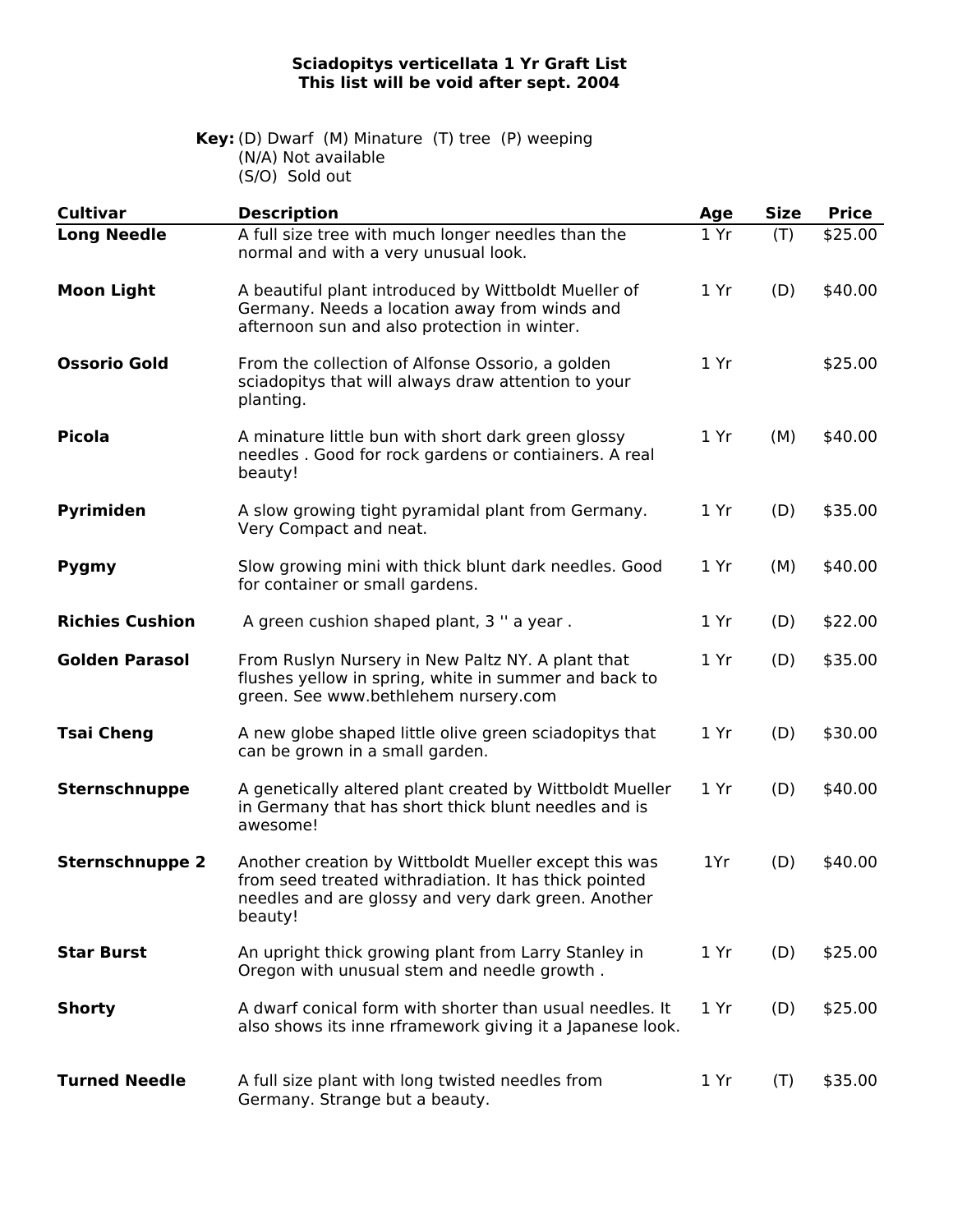**Sciadopitys verticellata 1 Yr Graft List**
**This list will be void after sept. 2004**

**Key:** (D) Dwarf (M) Minature (T) tree (P) weeping
(N/A) Not available
(S/O) Sold out

| Cultivar | Description | Age | Size | Price |
|---|---|---|---|---|
| **Long Needle** | A full size tree with much longer needles than the normal and with a very unusual look. | 1 Yr | (T) | $25.00 |
| **Moon Light** | A beautiful plant introduced by Wittboldt Mueller of Germany. Needs a location away from winds and afternoon sun and also protection in winter. | 1 Yr | (D) | $40.00 |
| **Ossorio Gold** | From the collection of Alfonse Ossorio, a golden sciadopitys that will always draw attention to your planting. | 1 Yr | | $25.00 |
| **Picola** | A minature little bun with short dark green glossy needles . Good for rock gardens or contiainers. A real beauty! | 1 Yr | (M) | $40.00 |
| **Pyrimiden** | A slow growing tight pyramidal plant from Germany. Very Compact and neat. | 1 Yr | (D) | $35.00 |
| **Pygmy** | Slow growing mini with thick blunt dark needles. Good for container or small gardens. | 1 Yr | (M) | $40.00 |
| **Richies Cushion** | A green cushion shaped plant, 3 '' a year . | 1 Yr | (D) | $22.00 |
| **Golden Parasol** | From Ruslyn Nursery in New Paltz NY. A plant that flushes yellow in spring, white in summer and back to green. See www.bethlehem nursery.com | 1 Yr | (D) | $35.00 |
| **Tsai Cheng** | A new globe shaped little olive green sciadopitys that can be grown in a small garden. | 1 Yr | (D) | $30.00 |
| **Sternschnuppe** | A genetically altered plant created by Wittboldt Mueller in Germany that has short thick blunt needles and is awesome! | 1 Yr | (D) | $40.00 |
| **Sternschnuppe 2** | Another creation by Wittboldt Mueller except this was from seed treated withradiation. It has thick pointed needles and are glossy and very dark green. Another beauty! | 1Yr | (D) | $40.00 |
| **Star Burst** | An upright thick growing plant from Larry Stanley in Oregon with unusual stem and needle growth . | 1 Yr | (D) | $25.00 |
| **Shorty** | A dwarf conical form with shorter than usual needles. It also shows its inne rframework giving it a Japanese look. | 1 Yr | (D) | $25.00 |
| **Turned Needle** | A full size plant with long twisted needles from Germany. Strange but a beauty. | 1 Yr | (T) | $35.00 |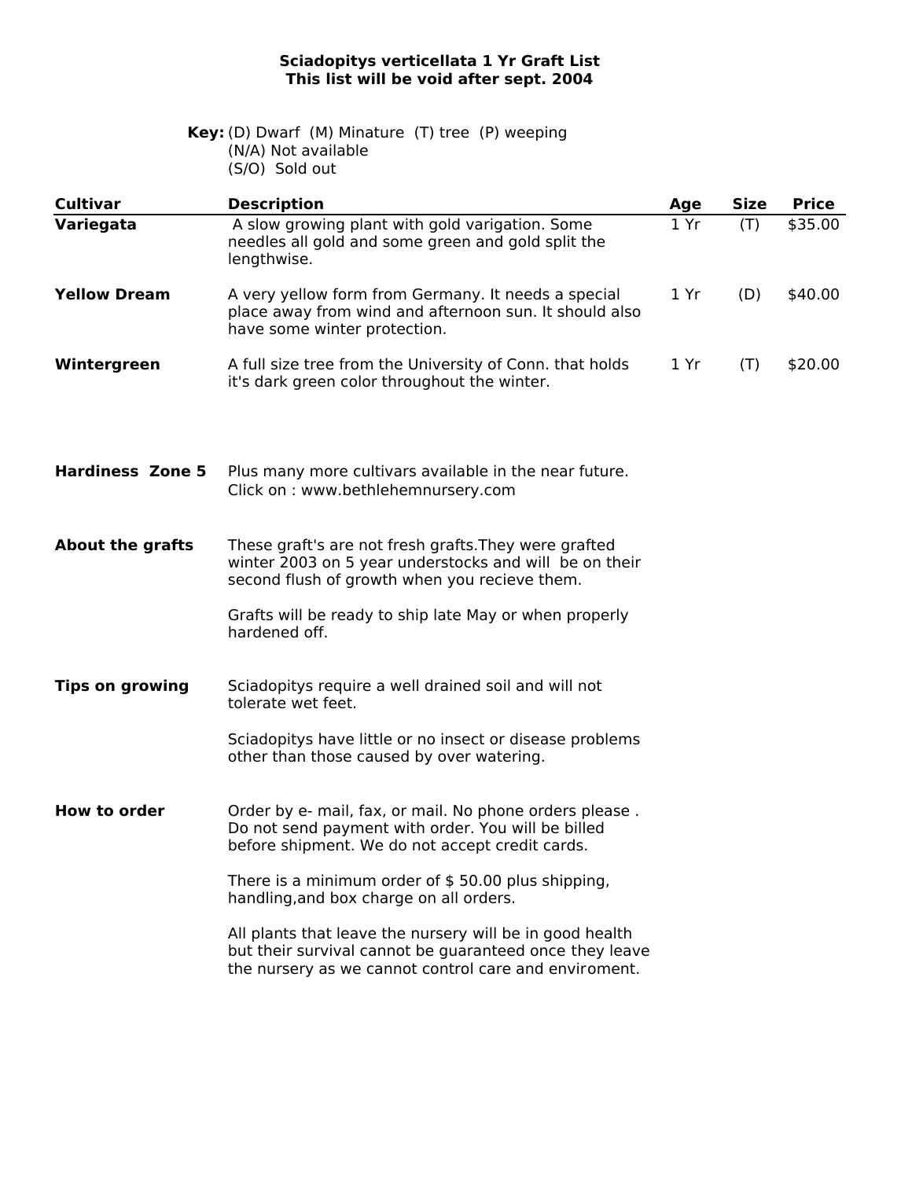# Sciadopitys verticellata 1 Yr Graft List
## This list will be void after sept. 2004

**Key:** (D) Dwarf (M) Minature (T) tree (P) weeping
(N/A) Not available
(S/O) Sold out

| Cultivar | Description | Age | Size | Price |
| --- | --- | --- | --- | --- |
| **Variegata** | A slow growing plant with gold varigation. Some needles all gold and some green and gold split the lengthwise. | 1 Yr | (T) | $35.00 |
| **Yellow Dream** | A very yellow form from Germany. It needs a special place away from wind and afternoon sun. It should also have some winter protection. | 1 Yr | (D) | $40.00 |
| **Wintergreen** | A full size tree from the University of Conn. that holds it's dark green color throughout the winter. | 1 Yr | (T) | $20.00 |

**Hardiness Zone 5**

Plus many more cultivars available in the near future.
Click on : www.bethlehemnursery.com

**About the grafts**

These graft's are not fresh grafts.They were grafted winter 2003 on 5 year understocks and will be on their second flush of growth when you recieve them.

Grafts will be ready to ship late May or when properly hardened off.

**Tips on growing**

Sciadopitys require a well drained soil and will not tolerate wet feet.

Sciadopitys have little or no insect or disease problems other than those caused by over watering.

**How to order**

Order by e- mail, fax, or mail. No phone orders please . Do not send payment with order. You will be billed before shipment. We do not accept credit cards.

There is a minimum order of $ 50.00 plus shipping, handling,and box charge on all orders.

All plants that leave the nursery will be in good health but their survival cannot be guaranteed once they leave the nursery as we cannot control care and enviroment.